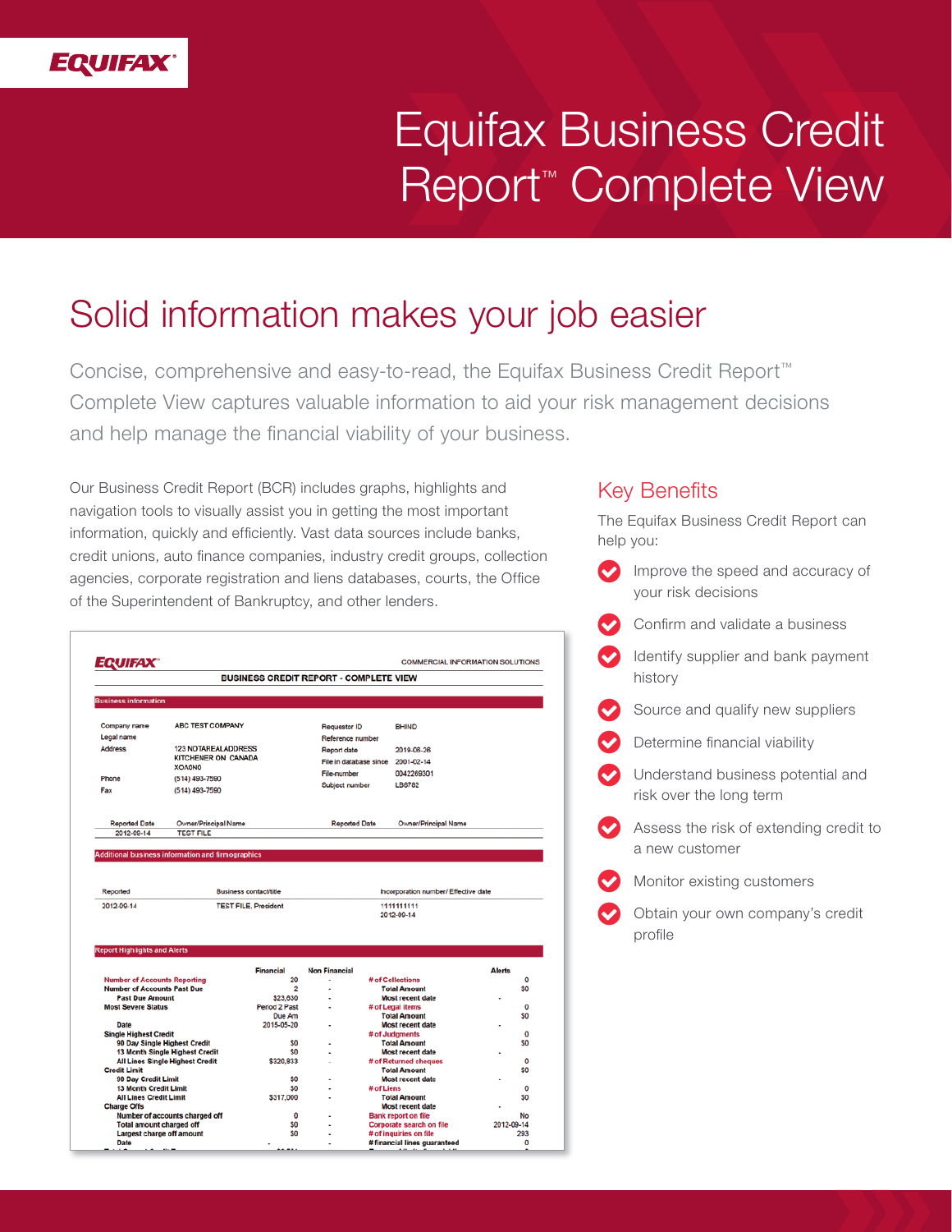EQUIFAX

# Equifax Business Credit Report™ Complete View

## Solid information makes your job easier

Concise, comprehensive and easy-to-read, the Equifax Business Credit Report™ Complete View captures valuable information to aid your risk management decisions and help manage the financial viability of your business.

Our Business Credit Report (BCR) includes graphs, highlights and navigation tools to visually assist you in getting the most important information, quickly and efficiently. Vast data sources include banks, credit unions, auto finance companies, industry credit groups, collection agencies, corporate registration and liens databases, courts, the Office of the Superintendent of Bankruptcy, and other lenders.

EQUIFAX — COMMERCIAL INFORMATION SOLUTIONS

**BUSINESS CREDIT REPORT - COMPLETE VIEW**

**Business information**

| | | | |
|---|---|---|---|
| Company name | ABC TEST COMPANY | Requestor ID | BHIND |
| Legal name | | Reference number | |
| Address | 123 NOTAREALADDRESS KITCHENER ON CANADA X0A0N0 | Report date | 2019-08-26 |
| | | File in database since | 2001-02-14 |
| | | File-number | 0042269301 |
| Phone | (514) 493-7590 | Subject number | LB6782 |
| Fax | (514) 493-7590 | | |

| Reported Date | Owner/Principal Name | Reported Date | Owner/Principal Name |
|---|---|---|---|
| 2012-09-14 | TEST FILE | | |

**Additional business information and firmographics**

| Reported | Business contact/title | Incorporation number/ Effective date |
|---|---|---|
| 2012-09-14 | TEST FILE, President | 1111111111 2012-09-14 |

**Report Highlights and Alerts**

| | Financial | Non Financial | | Alerts |
|---|---|---|---|---|
| Number of Accounts Reporting | 20 | - | # of Collections | 0 |
| Number of Accounts Past Due | 2 | - | Total Amount | $0 |
| Past Due Amount | $23,630 | - | Most recent date | - |
| Most Severe Status | Period 2 Past Due Am | - | # of Legal items | 0 |
| | | | Total Amount | $0 |
| Date | 2015-05-20 | - | Most recent date | - |
| Single Highest Credit | | | # of Judgments | 0 |
| 90 Day Single Highest Credit | $0 | - | Total Amount | $0 |
| 13 Month Single Highest Credit | $0 | - | Most recent date | - |
| All Lines Single Highest Credit | $320,833 | - | # of Returned cheques | 0 |
| Credit Limit | | | Total Amount | $0 |
| 90 Day Credit Limit | $0 | - | Most recent date | - |
| 13 Month Credit Limit | $0 | - | # of Liens | 0 |
| All Lines Credit Limit | $317,000 | - | Total Amount | $0 |
| Charge Offs | | | Most recent date | - |
| Number of accounts charged off | 0 | - | Bank report on file | No |
| Total amount charged off | $0 | - | Corporate search on file | 2012-09-14 |
| Largest charge off amount | $0 | - | # of inquiries on file | 293 |
| Date | - | - | # financial lines guaranteed | 0 |

## Key Benefits

The Equifax Business Credit Report can help you:

- Improve the speed and accuracy of your risk decisions
- Confirm and validate a business
- Identify supplier and bank payment history
- Source and qualify new suppliers
- Determine financial viability
- Understand business potential and risk over the long term
- Assess the risk of extending credit to a new customer
- Monitor existing customers
- Obtain your own company's credit profile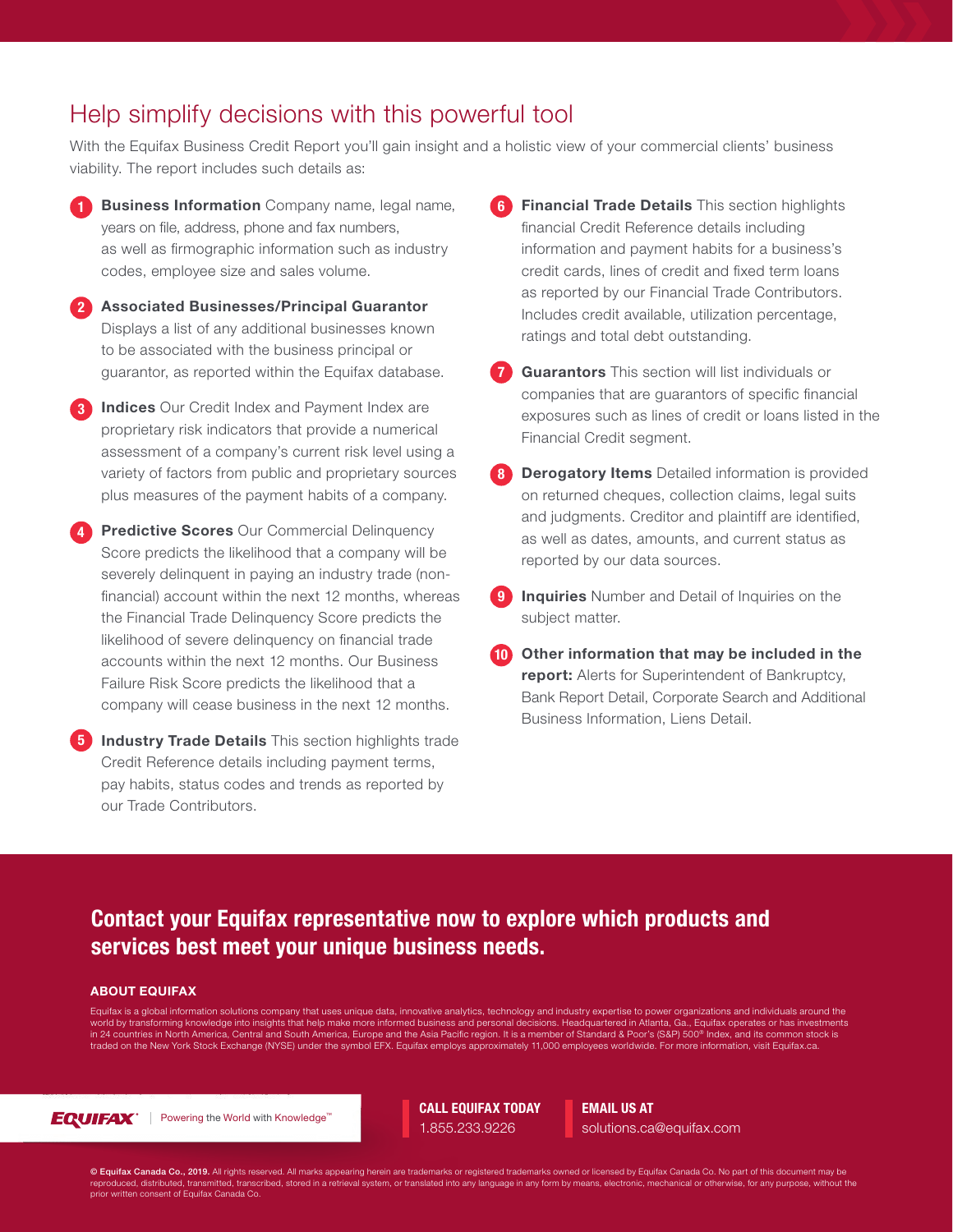## Help simplify decisions with this powerful tool

With the Equifax Business Credit Report you'll gain insight and a holistic view of your commercial clients' business viability. The report includes such details as:

1. **Business Information** Company name, legal name, years on file, address, phone and fax numbers, as well as firmographic information such as industry codes, employee size and sales volume.

2. **Associated Businesses/Principal Guarantor** Displays a list of any additional businesses known to be associated with the business principal or guarantor, as reported within the Equifax database.

3. **Indices** Our Credit Index and Payment Index are proprietary risk indicators that provide a numerical assessment of a company's current risk level using a variety of factors from public and proprietary sources plus measures of the payment habits of a company.

4. **Predictive Scores** Our Commercial Delinquency Score predicts the likelihood that a company will be severely delinquent in paying an industry trade (non-financial) account within the next 12 months, whereas the Financial Trade Delinquency Score predicts the likelihood of severe delinquency on financial trade accounts within the next 12 months. Our Business Failure Risk Score predicts the likelihood that a company will cease business in the next 12 months.

5. **Industry Trade Details** This section highlights trade Credit Reference details including payment terms, pay habits, status codes and trends as reported by our Trade Contributors.

6. **Financial Trade Details** This section highlights financial Credit Reference details including information and payment habits for a business's credit cards, lines of credit and fixed term loans as reported by our Financial Trade Contributors. Includes credit available, utilization percentage, ratings and total debt outstanding.

7. **Guarantors** This section will list individuals or companies that are guarantors of specific financial exposures such as lines of credit or loans listed in the Financial Credit segment.

8. **Derogatory Items** Detailed information is provided on returned cheques, collection claims, legal suits and judgments. Creditor and plaintiff are identified, as well as dates, amounts, and current status as reported by our data sources.

9. **Inquiries** Number and Detail of Inquiries on the subject matter.

10. **Other information that may be included in the report:** Alerts for Superintendent of Bankruptcy, Bank Report Detail, Corporate Search and Additional Business Information, Liens Detail.

## Contact your Equifax representative now to explore which products and services best meet your unique business needs.

### ABOUT EQUIFAX

Equifax is a global information solutions company that uses unique data, innovative analytics, technology and industry expertise to power organizations and individuals around the world by transforming knowledge into insights that help make more informed business and personal decisions. Headquartered in Atlanta, Ga., Equifax operates or has investments in 24 countries in North America, Central and South America, Europe and the Asia Pacific region. It is a member of Standard & Poor's (S&P) 500® Index, and its common stock is traded on the New York Stock Exchange (NYSE) under the symbol EFX. Equifax employs approximately 11,000 employees worldwide. For more information, visit Equifax.ca.

EQUIFAX | Powering the World with Knowledge™

**CALL EQUIFAX TODAY**
1.855.233.9226

**EMAIL US AT**
solutions.ca@equifax.com

**© Equifax Canada Co., 2019.** All rights reserved. All marks appearing herein are trademarks or registered trademarks owned or licensed by Equifax Canada Co. No part of this document may be reproduced, distributed, transmitted, transcribed, stored in a retrieval system, or translated into any language in any form by means, electronic, mechanical or otherwise, for any purpose, without the prior written consent of Equifax Canada Co.